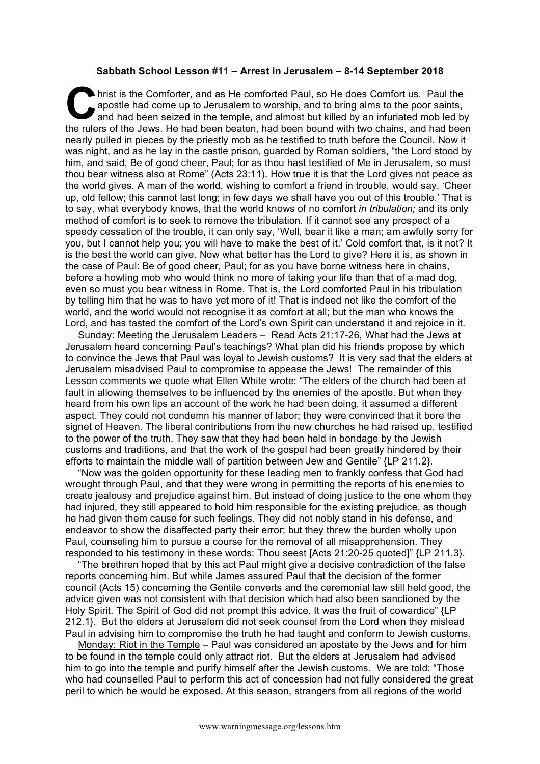**Sabbath School Lesson #11 – Arrest in Jerusalem – 8-14 September 2018**

Christ is the Comforter, and as He comforted Paul, so He does Comfort us. Paul the apostle had come up to Jerusalem to worship, and to bring alms to the poor saints, and had been seized in the temple, and almost but killed by an infuriated mob led by the rulers of the Jews. He had been beaten, had been bound with two chains, and had been nearly pulled in pieces by the priestly mob as he testified to truth before the Council. Now it was night, and as he lay in the castle prison, guarded by Roman soldiers, "the Lord stood by him, and said, Be of good cheer, Paul; for as thou hast testified of Me in Jerusalem, so must thou bear witness also at Rome" (Acts 23:11). How true it is that the Lord gives not peace as the world gives. A man of the world, wishing to comfort a friend in trouble, would say, 'Cheer up, old fellow; this cannot last long; in few days we shall have you out of this trouble.' That is to say, what everybody knows, that the world knows of no comfort *in tribulation;* and its only method of comfort is to seek to remove the tribulation. If it cannot see any prospect of a speedy cessation of the trouble, it can only say, 'Well, bear it like a man; am awfully sorry for you, but I cannot help you; you will have to make the best of it.' Cold comfort that, is it not? It is the best the world can give. Now what better has the Lord to give? Here it is, as shown in the case of Paul: Be of good cheer, Paul; for as you have borne witness here in chains, before a howling mob who would think no more of taking your life than that of a mad dog, even so must you bear witness in Rome. That is, the Lord comforted Paul in his tribulation by telling him that he was to have yet more of it! That is indeed not like the comfort of the world, and the world would not recognise it as comfort at all; but the man who knows the Lord, and has tasted the comfort of the Lord's own Spirit can understand it and rejoice in it.

<u>Sunday: Meeting the Jerusalem Leaders</u> – Read Acts 21:17-26, What had the Jews at Jerusalem heard concerning Paul's teachings? What plan did his friends propose by which to convince the Jews that Paul was loyal to Jewish customs? It is very sad that the elders at Jerusalem misadvised Paul to compromise to appease the Jews! The remainder of this Lesson comments we quote what Ellen White wrote: "The elders of the church had been at fault in allowing themselves to be influenced by the enemies of the apostle. But when they heard from his own lips an account of the work he had been doing, it assumed a different aspect. They could not condemn his manner of labor; they were convinced that it bore the signet of Heaven. The liberal contributions from the new churches he had raised up, testified to the power of the truth. They saw that they had been held in bondage by the Jewish customs and traditions, and that the work of the gospel had been greatly hindered by their efforts to maintain the middle wall of partition between Jew and Gentile" {LP 211.2}.

"Now was the golden opportunity for these leading men to frankly confess that God had wrought through Paul, and that they were wrong in permitting the reports of his enemies to create jealousy and prejudice against him. But instead of doing justice to the one whom they had injured, they still appeared to hold him responsible for the existing prejudice, as though he had given them cause for such feelings. They did not nobly stand in his defense, and endeavor to show the disaffected party their error; but they threw the burden wholly upon Paul, counseling him to pursue a course for the removal of all misapprehension. They responded to his testimony in these words: Thou seest [Acts 21:20-25 quoted]" {LP 211.3}.

"The brethren hoped that by this act Paul might give a decisive contradiction of the false reports concerning him. But while James assured Paul that the decision of the former council (Acts 15) concerning the Gentile converts and the ceremonial law still held good, the advice given was not consistent with that decision which had also been sanctioned by the Holy Spirit. The Spirit of God did not prompt this advice. It was the fruit of cowardice" {LP 212.1}. But the elders at Jerusalem did not seek counsel from the Lord when they mislead Paul in advising him to compromise the truth he had taught and conform to Jewish customs.

<u>Monday: Riot in the Temple</u> – Paul was considered an apostate by the Jews and for him to be found in the temple could only attract riot. But the elders at Jerusalem had advised him to go into the temple and purify himself after the Jewish customs. We are told: "Those who had counselled Paul to perform this act of concession had not fully considered the great peril to which he would be exposed. At this season, strangers from all regions of the world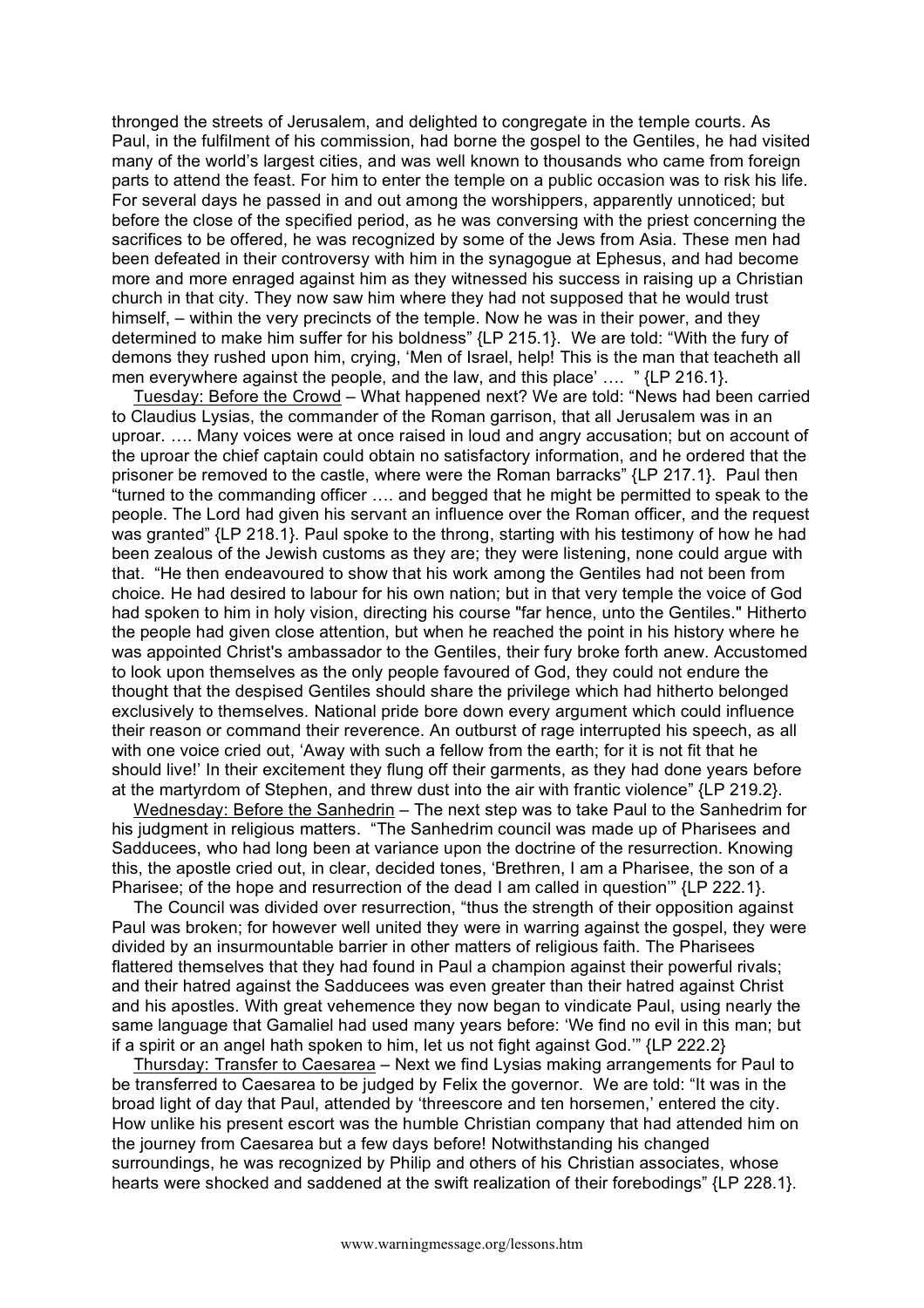thronged the streets of Jerusalem, and delighted to congregate in the temple courts. As Paul, in the fulfilment of his commission, had borne the gospel to the Gentiles, he had visited many of the world's largest cities, and was well known to thousands who came from foreign parts to attend the feast. For him to enter the temple on a public occasion was to risk his life. For several days he passed in and out among the worshippers, apparently unnoticed; but before the close of the specified period, as he was conversing with the priest concerning the sacrifices to be offered, he was recognized by some of the Jews from Asia. These men had been defeated in their controversy with him in the synagogue at Ephesus, and had become more and more enraged against him as they witnessed his success in raising up a Christian church in that city. They now saw him where they had not supposed that he would trust himself, – within the very precincts of the temple. Now he was in their power, and they determined to make him suffer for his boldness" {LP 215.1}. We are told: "With the fury of demons they rushed upon him, crying, 'Men of Israel, help! This is the man that teacheth all men everywhere against the people, and the law, and this place' …. " {LP 216.1}.

Tuesday: Before the Crowd – What happened next? We are told: "News had been carried to Claudius Lysias, the commander of the Roman garrison, that all Jerusalem was in an uproar. …. Many voices were at once raised in loud and angry accusation; but on account of the uproar the chief captain could obtain no satisfactory information, and he ordered that the prisoner be removed to the castle, where were the Roman barracks" {LP 217.1}. Paul then "turned to the commanding officer …. and begged that he might be permitted to speak to the people. The Lord had given his servant an influence over the Roman officer, and the request was granted" {LP 218.1}. Paul spoke to the throng, starting with his testimony of how he had been zealous of the Jewish customs as they are; they were listening, none could argue with that. "He then endeavoured to show that his work among the Gentiles had not been from choice. He had desired to labour for his own nation; but in that very temple the voice of God had spoken to him in holy vision, directing his course "far hence, unto the Gentiles." Hitherto the people had given close attention, but when he reached the point in his history where he was appointed Christ's ambassador to the Gentiles, their fury broke forth anew. Accustomed to look upon themselves as the only people favoured of God, they could not endure the thought that the despised Gentiles should share the privilege which had hitherto belonged exclusively to themselves. National pride bore down every argument which could influence their reason or command their reverence. An outburst of rage interrupted his speech, as all with one voice cried out, 'Away with such a fellow from the earth; for it is not fit that he should live!' In their excitement they flung off their garments, as they had done years before at the martyrdom of Stephen, and threw dust into the air with frantic violence" {LP 219.2}.

Wednesday: Before the Sanhedrin – The next step was to take Paul to the Sanhedrin for his judgment in religious matters. "The Sanhedrin council was made up of Pharisees and Sadducees, who had long been at variance upon the doctrine of the resurrection. Knowing this, the apostle cried out, in clear, decided tones, 'Brethren, I am a Pharisee, the son of a Pharisee; of the hope and resurrection of the dead I am called in question'" {LP 222.1}.

The Council was divided over resurrection, "thus the strength of their opposition against Paul was broken; for however well united they were in warring against the gospel, they were divided by an insurmountable barrier in other matters of religious faith. The Pharisees flattered themselves that they had found in Paul a champion against their powerful rivals; and their hatred against the Sadducees was even greater than their hatred against Christ and his apostles. With great vehemence they now began to vindicate Paul, using nearly the same language that Gamaliel had used many years before: 'We find no evil in this man; but if a spirit or an angel hath spoken to him, let us not fight against God.'" {LP 222.2}

Thursday: Transfer to Caesarea – Next we find Lysias making arrangements for Paul to be transferred to Caesarea to be judged by Felix the governor. We are told: "It was in the broad light of day that Paul, attended by 'threescore and ten horsemen,' entered the city. How unlike his present escort was the humble Christian company that had attended him on the journey from Caesarea but a few days before! Notwithstanding his changed surroundings, he was recognized by Philip and others of his Christian associates, whose hearts were shocked and saddened at the swift realization of their forebodings" {LP 228.1}.

www.warningmessage.org/lessons.htm